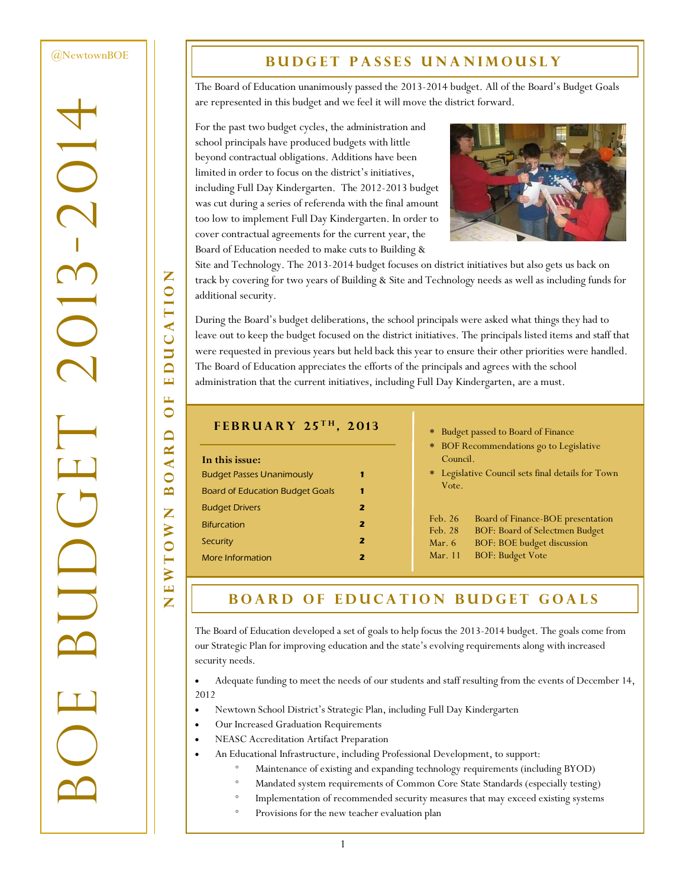@NewtownBOE

# BOE BUDGET 2013-2014

NEWTOWN BOARD OF EDUCATION

## BUDGET PASSES UNANIMOUSLY

The Board of Education unanimously passed the 2013-2014 budget. All of the Board's Budget Goals are represented in this budget and we feel it will move the district forward.

For the past two budget cycles, the administration and school principals have produced budgets with little beyond contractual obligations. Additions have been limited in order to focus on the district's initiatives, including Full Day Kindergarten. The 2012-2013 budget was cut during a series of referenda with the final amount too low to implement Full Day Kindergarten. In order to cover contractual agreements for the current year, the Board of Education needed to make cuts to Building & Site and Technology. The 2013-2014 budget focuses on district initiatives but also gets us back on track by covering for two years of Building & Site and Technology needs as well as including funds for additional security.

During the Board's budget deliberations, the school principals were asked what things they had to leave out to keep the budget focused on the district initiatives. The principals listed items and staff that were requested in previous years but held back this year to ensure their other priorities were handled. The Board of Education appreciates the efforts of the principals and agrees with the school administration that the current initiatives, including Full Day Kindergarten, are a must.

### FEBRUARY 25TH, 2013

**In this issue:**

| | |
|---|---|
| Budget Passes Unanimously | 1 |
| Board of Education Budget Goals | 1 |
| Budget Drivers | 2 |
| Bifurcation | 2 |
| Security | 2 |
| More Information | 2 |

* Budget passed to Board of Finance
* BOF Recommendations go to Legislative Council.
* Legislative Council sets final details for Town Vote.

| | |
|---|---|
| Feb. 26 | Board of Finance-BOE presentation |
| Feb. 28 | BOF: Board of Selectmen Budget |
| Mar. 6 | BOF: BOE budget discussion |
| Mar. 11 | BOF: Budget Vote |

## BOARD OF EDUCATION BUDGET GOALS

The Board of Education developed a set of goals to help focus the 2013-2014 budget. The goals come from our Strategic Plan for improving education and the state's evolving requirements along with increased security needs.

- Adequate funding to meet the needs of our students and staff resulting from the events of December 14, 2012
- Newtown School District's Strategic Plan, including Full Day Kindergarten
- Our Increased Graduation Requirements
- NEASC Accreditation Artifact Preparation
- An Educational Infrastructure, including Professional Development, to support:
    - Maintenance of existing and expanding technology requirements (including BYOD)
    - Mandated system requirements of Common Core State Standards (especially testing)
    - Implementation of recommended security measures that may exceed existing systems
    - Provisions for the new teacher evaluation plan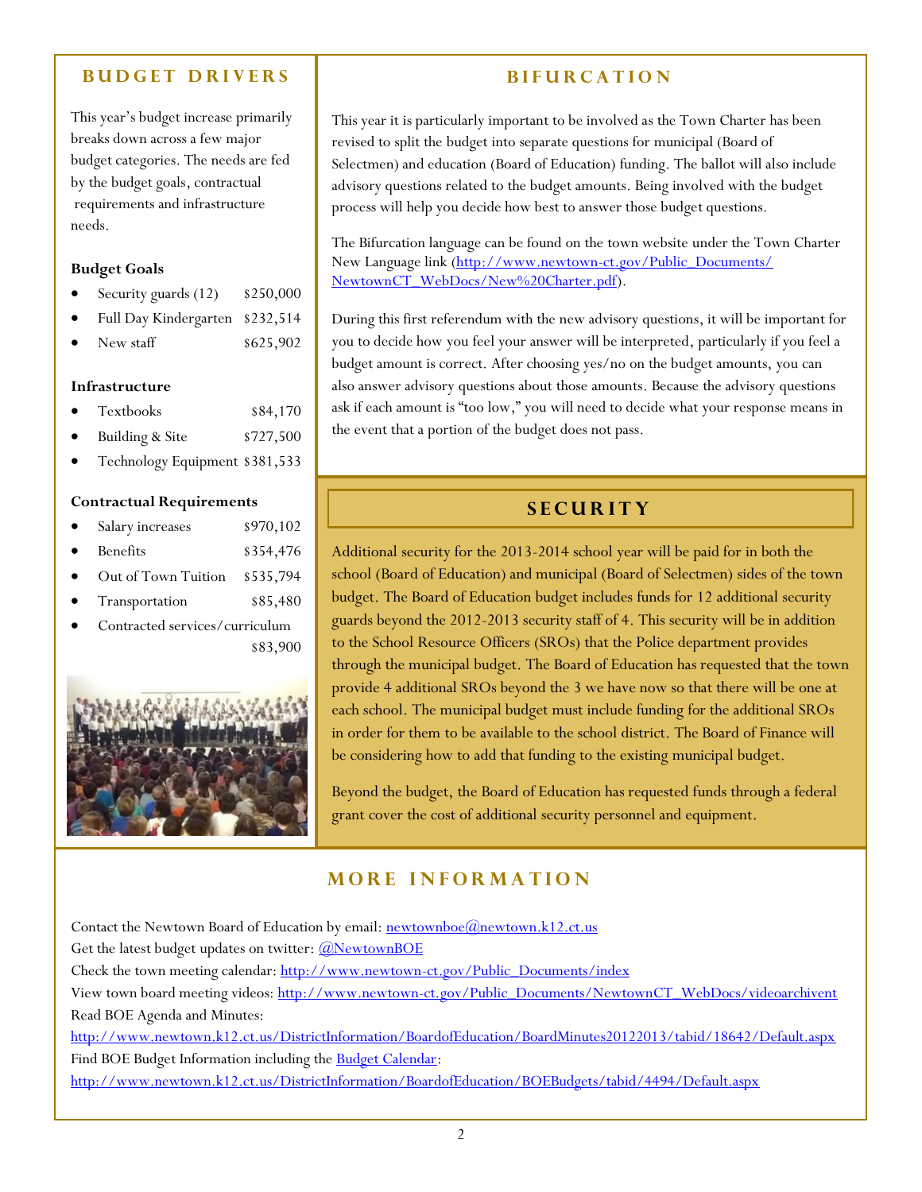## BUDGET DRIVERS

This year's budget increase primarily breaks down across a few major budget categories. The needs are fed by the budget goals, contractual requirements and infrastructure needs.

**Budget Goals**

- Security guards (12) $250,000
- Full Day Kindergarten $232,514
- New staff $625,902

**Infrastructure**

- Textbooks $84,170
- Building & Site $727,500
- Technology Equipment $381,533

**Contractual Requirements**

- Salary increases $970,102
- Benefits $354,476
- Out of Town Tuition $535,794
- Transportation $85,480
- Contracted services/curriculum $83,900

## BIFURCATION

This year it is particularly important to be involved as the Town Charter has been revised to split the budget into separate questions for municipal (Board of Selectmen) and education (Board of Education) funding. The ballot will also include advisory questions related to the budget amounts. Being involved with the budget process will help you decide how best to answer those budget questions.

The Bifurcation language can be found on the town website under the Town Charter New Language link (http://www.newtown-ct.gov/Public_Documents/NewtownCT_WebDocs/New%20Charter.pdf).

During this first referendum with the new advisory questions, it will be important for you to decide how you feel your answer will be interpreted, particularly if you feel a budget amount is correct. After choosing yes/no on the budget amounts, you can also answer advisory questions about those amounts. Because the advisory questions ask if each amount is "too low," you will need to decide what your response means in the event that a portion of the budget does not pass.

## SECURITY

Additional security for the 2013-2014 school year will be paid for in both the school (Board of Education) and municipal (Board of Selectmen) sides of the town budget. The Board of Education budget includes funds for 12 additional security guards beyond the 2012-2013 security staff of 4. This security will be in addition to the School Resource Officers (SROs) that the Police department provides through the municipal budget. The Board of Education has requested that the town provide 4 additional SROs beyond the 3 we have now so that there will be one at each school. The municipal budget must include funding for the additional SROs in order for them to be available to the school district. The Board of Finance will be considering how to add that funding to the existing municipal budget.

Beyond the budget, the Board of Education has requested funds through a federal grant cover the cost of additional security personnel and equipment.

## MORE INFORMATION

Contact the Newtown Board of Education by email: newtownboe@newtown.k12.ct.us
Get the latest budget updates on twitter: @NewtownBOE
Check the town meeting calendar: http://www.newtown-ct.gov/Public_Documents/index
View town board meeting videos: http://www.newtown-ct.gov/Public_Documents/NewtownCT_WebDocs/videoarchivent
Read BOE Agenda and Minutes:
http://www.newtown.k12.ct.us/DistrictInformation/BoardofEducation/BoardMinutes20122013/tabid/18642/Default.aspx
Find BOE Budget Information including the Budget Calendar:
http://www.newtown.k12.ct.us/DistrictInformation/BoardofEducation/BOEBudgets/tabid/4494/Default.aspx